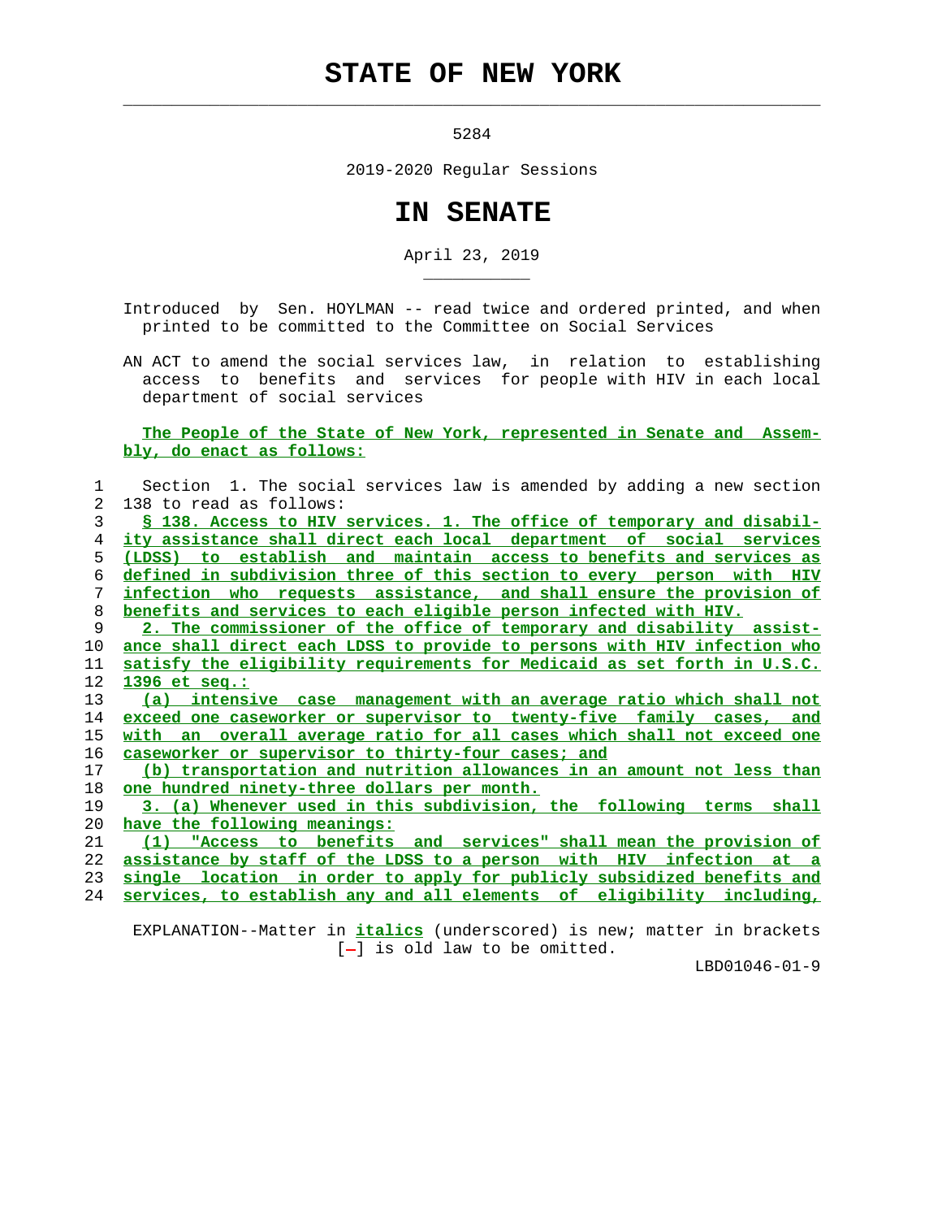# STATE OF NEW YORK

5284

2019-2020 Regular Sessions

# IN SENATE

April 23, 2019

Introduced by Sen. HOYLMAN -- read twice and ordered printed, and when printed to be committed to the Committee on Social Services

AN ACT to amend the social services law, in relation to establishing access to benefits and services for people with HIV in each local department of social services

The People of the State of New York, represented in Senate and Assembly, do enact as follows:

1 Section 1. The social services law is amended by adding a new section
2 138 to read as follows:
3 § 138. Access to HIV services. 1. The office of temporary and disabil-
4 ity assistance shall direct each local department of social services
5 (LDSS) to establish and maintain access to benefits and services as
6 defined in subdivision three of this section to every person with HIV
7 infection who requests assistance, and shall ensure the provision of
8 benefits and services to each eligible person infected with HIV.
9 2. The commissioner of the office of temporary and disability assist-
10 ance shall direct each LDSS to provide to persons with HIV infection who
11 satisfy the eligibility requirements for Medicaid as set forth in U.S.C.
12 1396 et seq.:
13 (a) intensive case management with an average ratio which shall not
14 exceed one caseworker or supervisor to twenty-five family cases, and
15 with an overall average ratio for all cases which shall not exceed one
16 caseworker or supervisor to thirty-four cases; and
17 (b) transportation and nutrition allowances in an amount not less than
18 one hundred ninety-three dollars per month.
19 3. (a) Whenever used in this subdivision, the following terms shall
20 have the following meanings:
21 (1) "Access to benefits and services" shall mean the provision of
22 assistance by staff of the LDSS to a person with HIV infection at a
23 single location in order to apply for publicly subsidized benefits and
24 services, to establish any and all elements of eligibility including,

EXPLANATION--Matter in *italics* (underscored) is new; matter in brackets [-] is old law to be omitted.

LBD01046-01-9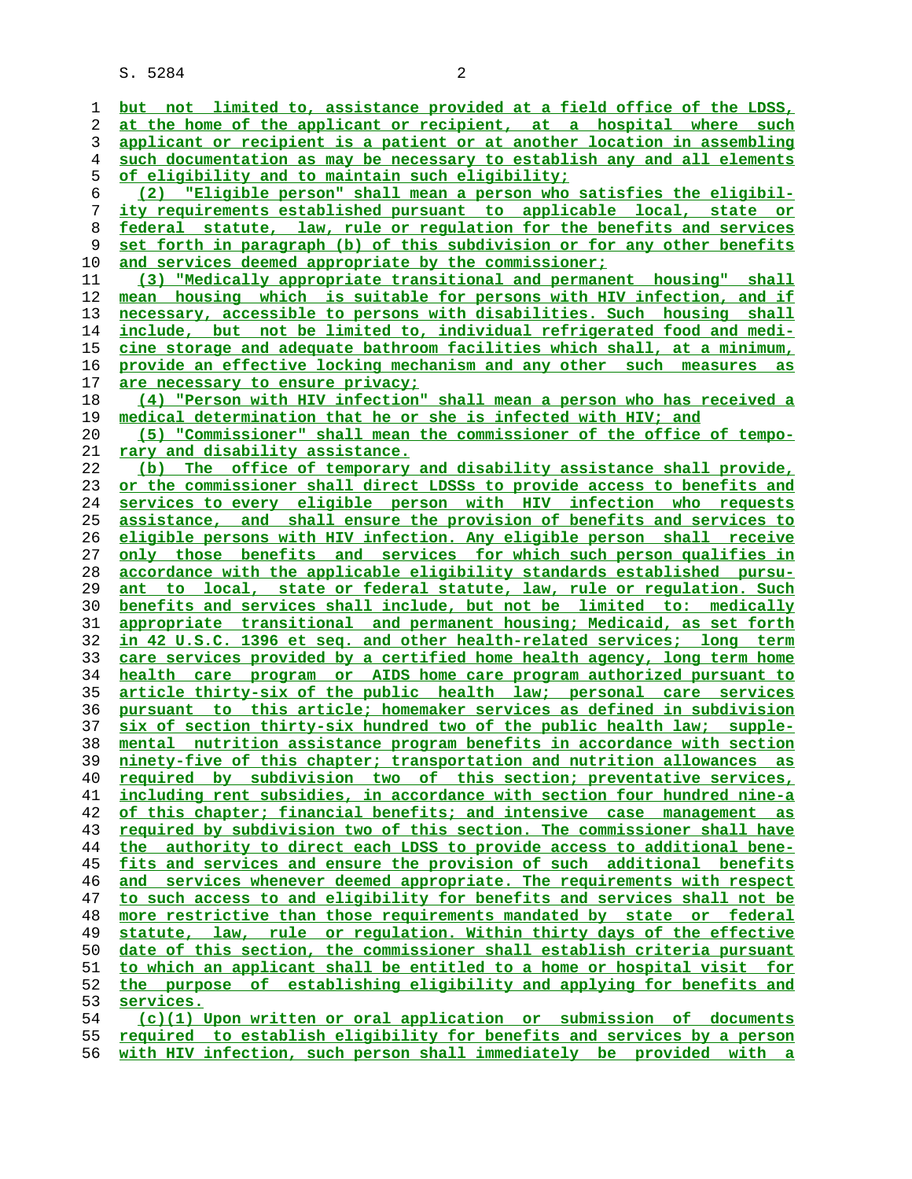but not limited to, assistance provided at a field office of the LDSS, at the home of the applicant or recipient, at a hospital where such applicant or recipient is a patient or at another location in assembling such documentation as may be necessary to establish any and all elements of eligibility and to maintain such eligibility;

(2) "Eligible person" shall mean a person who satisfies the eligibility requirements established pursuant to applicable local, state or federal statute, law, rule or regulation for the benefits and services set forth in paragraph (b) of this subdivision or for any other benefits and services deemed appropriate by the commissioner;

(3) "Medically appropriate transitional and permanent housing" shall mean housing which is suitable for persons with HIV infection, and if necessary, accessible to persons with disabilities. Such housing shall include, but not be limited to, individual refrigerated food and medicine storage and adequate bathroom facilities which shall, at a minimum, provide an effective locking mechanism and any other such measures as are necessary to ensure privacy;

(4) "Person with HIV infection" shall mean a person who has received a medical determination that he or she is infected with HIV; and

(5) "Commissioner" shall mean the commissioner of the office of temporary and disability assistance.

(b) The office of temporary and disability assistance shall provide, or the commissioner shall direct LDSSs to provide access to benefits and services to every eligible person with HIV infection who requests assistance, and shall ensure the provision of benefits and services to eligible persons with HIV infection. Any eligible person shall receive only those benefits and services for which such person qualifies in accordance with the applicable eligibility standards established pursuant to local, state or federal statute, law, rule or regulation. Such benefits and services shall include, but not be limited to: medically appropriate transitional and permanent housing; Medicaid, as set forth in 42 U.S.C. 1396 et seq. and other health-related services; long term care services provided by a certified home health agency, long term home health care program or AIDS home care program authorized pursuant to article thirty-six of the public health law; personal care services pursuant to this article; homemaker services as defined in subdivision six of section thirty-six hundred two of the public health law; supplemental nutrition assistance program benefits in accordance with section ninety-five of this chapter; transportation and nutrition allowances as required by subdivision two of this section; preventative services, including rent subsidies, in accordance with section four hundred nine-a of this chapter; financial benefits; and intensive case management as required by subdivision two of this section. The commissioner shall have the authority to direct each LDSS to provide access to additional benefits and services and ensure the provision of such additional benefits and services whenever deemed appropriate. The requirements with respect to such access to and eligibility for benefits and services shall not be more restrictive than those requirements mandated by state or federal statute, law, rule or regulation. Within thirty days of the effective date of this section, the commissioner shall establish criteria pursuant to which an applicant shall be entitled to a home or hospital visit for the purpose of establishing eligibility and applying for benefits and services.

(c)(1) Upon written or oral application or submission of documents required to establish eligibility for benefits and services by a person with HIV infection, such person shall immediately be provided with a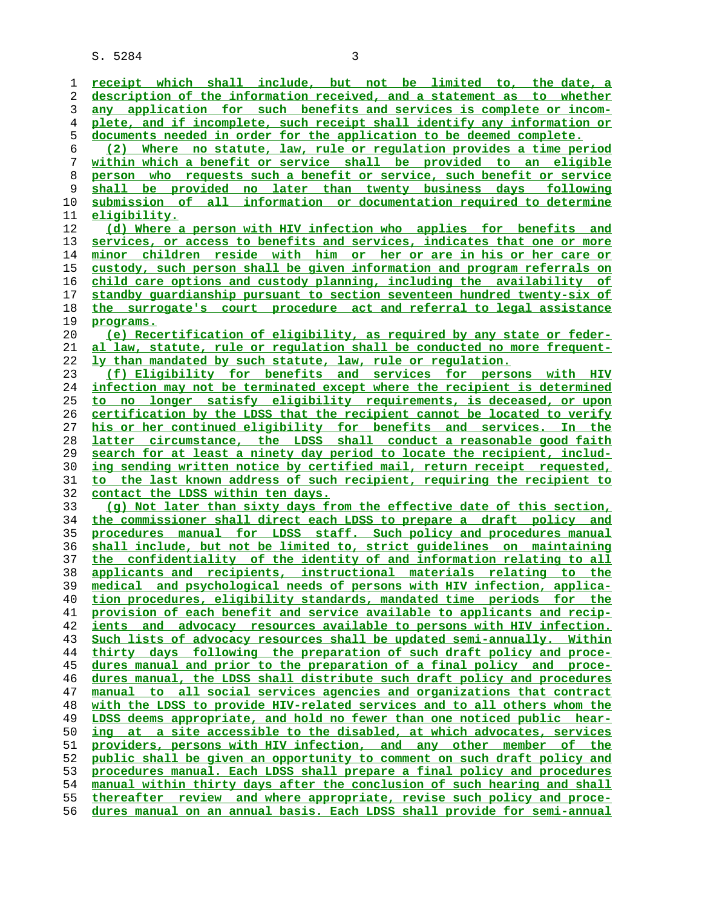receipt which shall include, but not be limited to, the date, a description of the information received, and a statement as to whether any application for such benefits and services is complete or incomplete, and if incomplete, such receipt shall identify any information or documents needed in order for the application to be deemed complete.

(2) Where no statute, law, rule or regulation provides a time period within which a benefit or service shall be provided to an eligible person who requests such a benefit or service, such benefit or service shall be provided no later than twenty business days following submission of all information or documentation required to determine eligibility.

(d) Where a person with HIV infection who applies for benefits and services, or access to benefits and services, indicates that one or more minor children reside with him or her or are in his or her care or custody, such person shall be given information and program referrals on child care options and custody planning, including the availability of standby guardianship pursuant to section seventeen hundred twenty-six of the surrogate's court procedure act and referral to legal assistance programs.

(e) Recertification of eligibility, as required by any state or federal law, statute, rule or regulation shall be conducted no more frequently than mandated by such statute, law, rule or regulation.

(f) Eligibility for benefits and services for persons with HIV infection may not be terminated except where the recipient is determined to no longer satisfy eligibility requirements, is deceased, or upon certification by the LDSS that the recipient cannot be located to verify his or her continued eligibility for benefits and services. In the latter circumstance, the LDSS shall conduct a reasonable good faith search for at least a ninety day period to locate the recipient, including sending written notice by certified mail, return receipt requested, to the last known address of such recipient, requiring the recipient to contact the LDSS within ten days.

(g) Not later than sixty days from the effective date of this section, the commissioner shall direct each LDSS to prepare a draft policy and procedures manual for LDSS staff. Such policy and procedures manual shall include, but not be limited to, strict guidelines on maintaining the confidentiality of the identity of and information relating to all applicants and recipients, instructional materials relating to the medical and psychological needs of persons with HIV infection, application procedures, eligibility standards, mandated time periods for the provision of each benefit and service available to applicants and recipients and advocacy resources available to persons with HIV infection. Such lists of advocacy resources shall be updated semi-annually. Within thirty days following the preparation of such draft policy and procedures manual and prior to the preparation of a final policy and procedures manual, the LDSS shall distribute such draft policy and procedures manual to all social services agencies and organizations that contract with the LDSS to provide HIV-related services and to all others whom the LDSS deems appropriate, and hold no fewer than one noticed public hearing at a site accessible to the disabled, at which advocates, services providers, persons with HIV infection, and any other member of the public shall be given an opportunity to comment on such draft policy and procedures manual. Each LDSS shall prepare a final policy and procedures manual within thirty days after the conclusion of such hearing and shall thereafter review and where appropriate, revise such policy and procedures manual on an annual basis. Each LDSS shall provide for semi-annual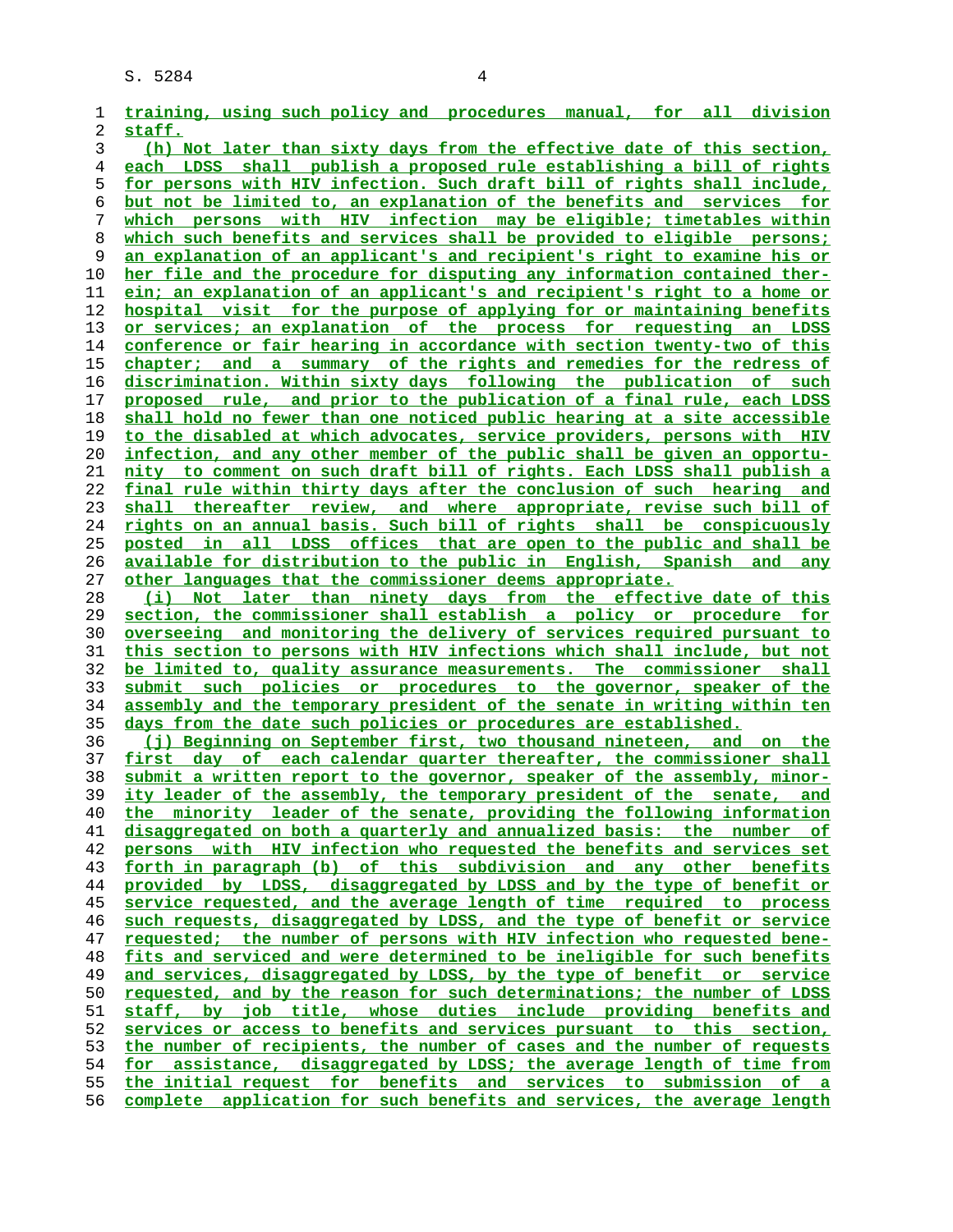training, using such policy and procedures manual, for all division staff.

(h) Not later than sixty days from the effective date of this section, each LDSS shall publish a proposed rule establishing a bill of rights for persons with HIV infection. Such draft bill of rights shall include, but not be limited to, an explanation of the benefits and services for which persons with HIV infection may be eligible; timetables within which such benefits and services shall be provided to eligible persons; an explanation of an applicant's and recipient's right to examine his or her file and the procedure for disputing any information contained therein; an explanation of an applicant's and recipient's right to a home or hospital visit for the purpose of applying for or maintaining benefits or services; an explanation of the process for requesting an LDSS conference or fair hearing in accordance with section twenty-two of this chapter; and a summary of the rights and remedies for the redress of discrimination. Within sixty days following the publication of such proposed rule, and prior to the publication of a final rule, each LDSS shall hold no fewer than one noticed public hearing at a site accessible to the disabled at which advocates, service providers, persons with HIV infection, and any other member of the public shall be given an opportunity to comment on such draft bill of rights. Each LDSS shall publish a final rule within thirty days after the conclusion of such hearing and shall thereafter review, and where appropriate, revise such bill of rights on an annual basis. Such bill of rights shall be conspicuously posted in all LDSS offices that are open to the public and shall be available for distribution to the public in English, Spanish and any other languages that the commissioner deems appropriate.

(i) Not later than ninety days from the effective date of this section, the commissioner shall establish a policy or procedure for overseeing and monitoring the delivery of services required pursuant to this section to persons with HIV infections which shall include, but not be limited to, quality assurance measurements. The commissioner shall submit such policies or procedures to the governor, speaker of the assembly and the temporary president of the senate in writing within ten days from the date such policies or procedures are established.

(j) Beginning on September first, two thousand nineteen, and on the first day of each calendar quarter thereafter, the commissioner shall submit a written report to the governor, speaker of the assembly, minority leader of the assembly, the temporary president of the senate, and the minority leader of the senate, providing the following information disaggregated on both a quarterly and annualized basis: the number of persons with HIV infection who requested the benefits and services set forth in paragraph (b) of this subdivision and any other benefits provided by LDSS, disaggregated by LDSS and by the type of benefit or service requested, and the average length of time required to process such requests, disaggregated by LDSS, and the type of benefit or service requested; the number of persons with HIV infection who requested benefits and serviced and were determined to be ineligible for such benefits and services, disaggregated by LDSS, by the type of benefit or service requested, and by the reason for such determinations; the number of LDSS staff, by job title, whose duties include providing benefits and services or access to benefits and services pursuant to this section, the number of recipients, the number of cases and the number of requests for assistance, disaggregated by LDSS; the average length of time from the initial request for benefits and services to submission of a complete application for such benefits and services, the average length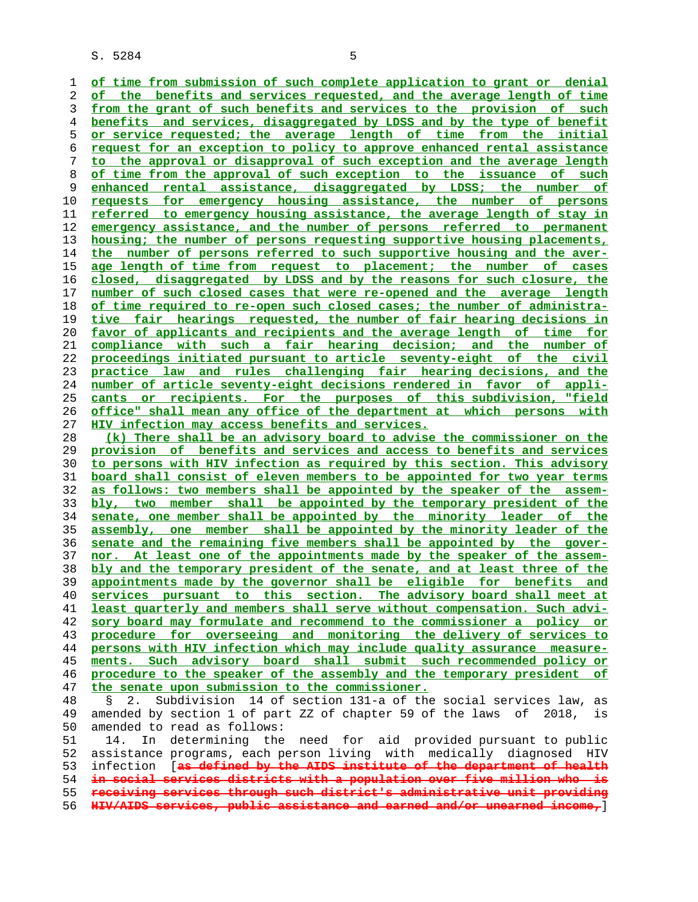of time from submission of such complete application to grant or denial of the benefits and services requested, and the average length of time from the grant of such benefits and services to the provision of such benefits and services, disaggregated by LDSS and by the type of benefit or service requested; the average length of time from the initial request for an exception to policy to approve enhanced rental assistance to the approval or disapproval of such exception and the average length of time from the approval of such exception to the issuance of such enhanced rental assistance, disaggregated by LDSS; the number of requests for emergency housing assistance, the number of persons referred to emergency housing assistance, the average length of stay in emergency assistance, and the number of persons referred to permanent housing; the number of persons requesting supportive housing placements, the number of persons referred to such supportive housing and the average length of time from request to placement; the number of cases closed, disaggregated by LDSS and by the reasons for such closure, the number of such closed cases that were re-opened and the average length of time required to re-open such closed cases; the number of administrative fair hearings requested, the number of fair hearing decisions in favor of applicants and recipients and the average length of time for compliance with such a fair hearing decision; and the number of proceedings initiated pursuant to article seventy-eight of the civil practice law and rules challenging fair hearing decisions, and the number of article seventy-eight decisions rendered in favor of applicants or recipients. For the purposes of this subdivision, "field office" shall mean any office of the department at which persons with HIV infection may access benefits and services.

(k) There shall be an advisory board to advise the commissioner on the provision of benefits and services and access to benefits and services to persons with HIV infection as required by this section. This advisory board shall consist of eleven members to be appointed for two year terms as follows: two members shall be appointed by the speaker of the assembly, two member shall be appointed by the temporary president of the senate, one member shall be appointed by the minority leader of the assembly, one member shall be appointed by the minority leader of the senate and the remaining five members shall be appointed by the governor. At least one of the appointments made by the speaker of the assembly and the temporary president of the senate, and at least three of the appointments made by the governor shall be eligible for benefits and services pursuant to this section. The advisory board shall meet at least quarterly and members shall serve without compensation. Such advisory board may formulate and recommend to the commissioner a policy or procedure for overseeing and monitoring the delivery of services to persons with HIV infection which may include quality assurance measurements. Such advisory board shall submit such recommended policy or procedure to the speaker of the assembly and the temporary president of the senate upon submission to the commissioner.

§ 2. Subdivision 14 of section 131-a of the social services law, as amended by section 1 of part ZZ of chapter 59 of the laws of 2018, is amended to read as follows:

14. In determining the need for aid provided pursuant to public assistance programs, each person living with medically diagnosed HIV infection [~~as defined by the AIDS institute of the department of health in social services districts with a population over five million who is receiving services through such district's administrative unit providing HIV/AIDS services, public assistance and earned and/or unearned income,~~]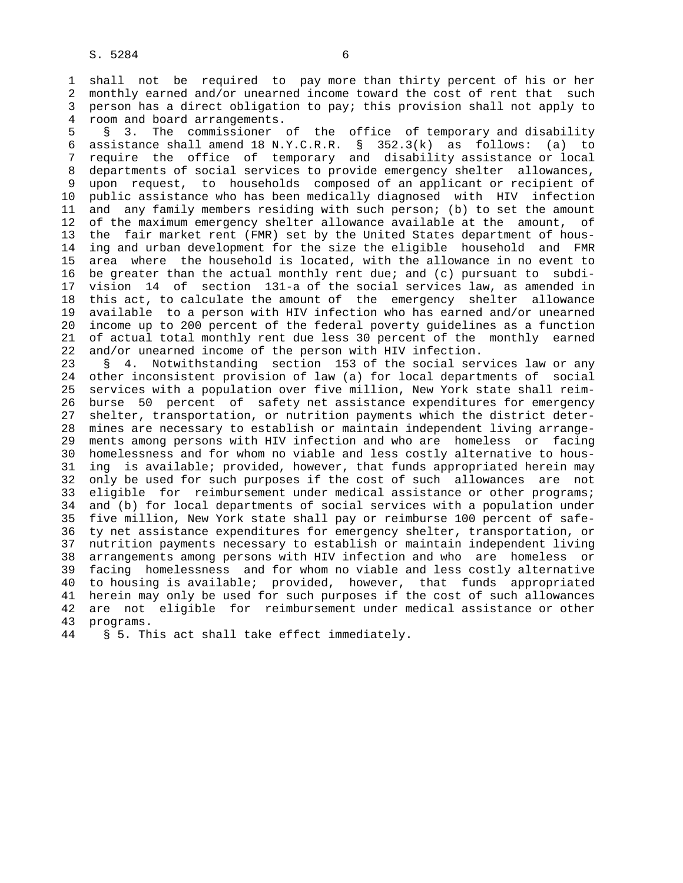shall not be required to pay more than thirty percent of his or her monthly earned and/or unearned income toward the cost of rent that such person has a direct obligation to pay; this provision shall not apply to room and board arrangements.

§ 3. The commissioner of the office of temporary and disability assistance shall amend 18 N.Y.C.R.R. § 352.3(k) as follows: (a) to require the office of temporary and disability assistance or local departments of social services to provide emergency shelter allowances, upon request, to households composed of an applicant or recipient of public assistance who has been medically diagnosed with HIV infection and any family members residing with such person; (b) to set the amount of the maximum emergency shelter allowance available at the amount, of the fair market rent (FMR) set by the United States department of housing and urban development for the size the eligible household and FMR area where the household is located, with the allowance in no event to be greater than the actual monthly rent due; and (c) pursuant to subdivision 14 of section 131-a of the social services law, as amended in this act, to calculate the amount of the emergency shelter allowance available to a person with HIV infection who has earned and/or unearned income up to 200 percent of the federal poverty guidelines as a function of actual total monthly rent due less 30 percent of the monthly earned and/or unearned income of the person with HIV infection.

§ 4. Notwithstanding section 153 of the social services law or any other inconsistent provision of law (a) for local departments of social services with a population over five million, New York state shall reimburse 50 percent of safety net assistance expenditures for emergency shelter, transportation, or nutrition payments which the district determines are necessary to establish or maintain independent living arrangements among persons with HIV infection and who are homeless or facing homelessness and for whom no viable and less costly alternative to housing is available; provided, however, that funds appropriated herein may only be used for such purposes if the cost of such allowances are not eligible for reimbursement under medical assistance or other programs; and (b) for local departments of social services with a population under five million, New York state shall pay or reimburse 100 percent of safety net assistance expenditures for emergency shelter, transportation, or nutrition payments necessary to establish or maintain independent living arrangements among persons with HIV infection and who are homeless or facing homelessness and for whom no viable and less costly alternative to housing is available; provided, however, that funds appropriated herein may only be used for such purposes if the cost of such allowances are not eligible for reimbursement under medical assistance or other programs.

§ 5. This act shall take effect immediately.